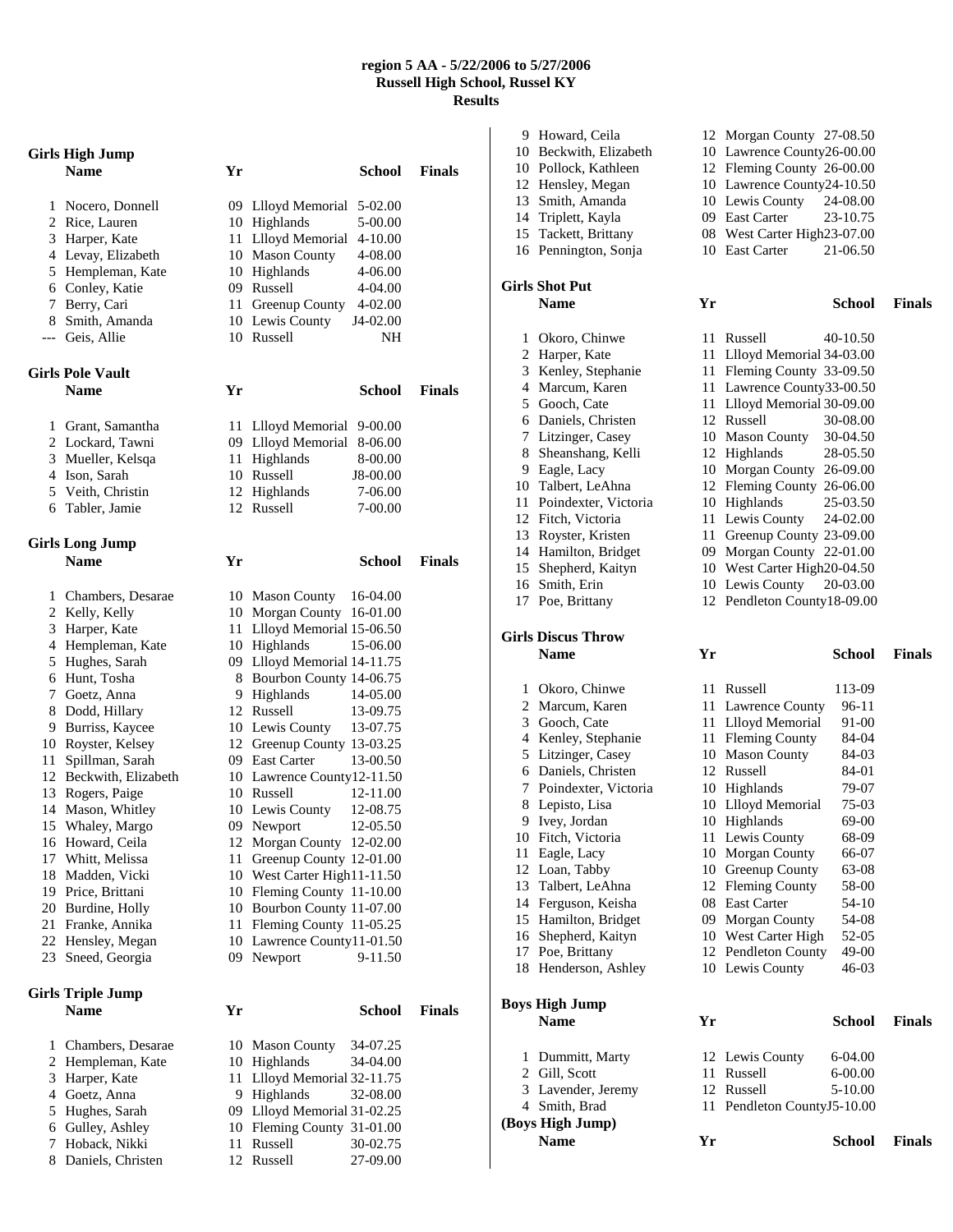# region 5 AA - 5/22/2006 to 5/27/2006
## Russell High School, Russel KY
## Results

### Girls High Jump

| | Name | Yr | School | Finals |
|---|---|---|---|---|
| 1 | Nocero, Donnell | 09 | Llloyd Memorial | 5-02.00 |
| 2 | Rice, Lauren | 10 | Highlands | 5-00.00 |
| 3 | Harper, Kate | 11 | Llloyd Memorial | 4-10.00 |
| 4 | Levay, Elizabeth | 10 | Mason County | 4-08.00 |
| 5 | Hempleman, Kate | 10 | Highlands | 4-06.00 |
| 6 | Conley, Katie | 09 | Russell | 4-04.00 |
| 7 | Berry, Cari | 11 | Greenup County | 4-02.00 |
| 8 | Smith, Amanda | 10 | Lewis County | J4-02.00 |
| --- | Geis, Allie | 10 | Russell | NH |

### Girls Pole Vault

| | Name | Yr | School | Finals |
|---|---|---|---|---|
| 1 | Grant, Samantha | 11 | Llloyd Memorial | 9-00.00 |
| 2 | Lockard, Tawni | 09 | Llloyd Memorial | 8-06.00 |
| 3 | Mueller, Kelsqa | 11 | Highlands | 8-00.00 |
| 4 | Ison, Sarah | 10 | Russell | J8-00.00 |
| 5 | Veith, Christin | 12 | Highlands | 7-06.00 |
| 6 | Tabler, Jamie | 12 | Russell | 7-00.00 |

### Girls Long Jump

| | Name | Yr | School | Finals |
|---|---|---|---|---|
| 1 | Chambers, Desarae | 10 | Mason County | 16-04.00 |
| 2 | Kelly, Kelly | 10 | Morgan County | 16-01.00 |
| 3 | Harper, Kate | 11 | Llloyd Memorial | 15-06.50 |
| 4 | Hempleman, Kate | 10 | Highlands | 15-06.00 |
| 5 | Hughes, Sarah | 09 | Llloyd Memorial | 14-11.75 |
| 6 | Hunt, Tosha | 8 | Bourbon County | 14-06.75 |
| 7 | Goetz, Anna | 9 | Highlands | 14-05.00 |
| 8 | Dodd, Hillary | 12 | Russell | 13-09.75 |
| 9 | Burriss, Kaycee | 10 | Lewis County | 13-07.75 |
| 10 | Royster, Kelsey | 12 | Greenup County | 13-03.25 |
| 11 | Spillman, Sarah | 09 | East Carter | 13-00.50 |
| 12 | Beckwith, Elizabeth | 10 | Lawrence County | 12-11.50 |
| 13 | Rogers, Paige | 10 | Russell | 12-11.00 |
| 14 | Mason, Whitley | 10 | Lewis County | 12-08.75 |
| 15 | Whaley, Margo | 09 | Newport | 12-05.50 |
| 16 | Howard, Ceila | 12 | Morgan County | 12-02.00 |
| 17 | Whitt, Melissa | 11 | Greenup County | 12-01.00 |
| 18 | Madden, Vicki | 10 | West Carter High | 11-11.50 |
| 19 | Price, Brittani | 10 | Fleming County | 11-10.00 |
| 20 | Burdine, Holly | 10 | Bourbon County | 11-07.00 |
| 21 | Franke, Annika | 11 | Fleming County | 11-05.25 |
| 22 | Hensley, Megan | 10 | Lawrence County | 11-01.50 |
| 23 | Sneed, Georgia | 09 | Newport | 9-11.50 |

### Girls Triple Jump

| | Name | Yr | School | Finals |
|---|---|---|---|---|
| 1 | Chambers, Desarae | 10 | Mason County | 34-07.25 |
| 2 | Hempleman, Kate | 10 | Highlands | 34-04.00 |
| 3 | Harper, Kate | 11 | Llloyd Memorial | 32-11.75 |
| 4 | Goetz, Anna | 9 | Highlands | 32-08.00 |
| 5 | Hughes, Sarah | 09 | Llloyd Memorial | 31-02.25 |
| 6 | Gulley, Ashley | 10 | Fleming County | 31-01.00 |
| 7 | Hoback, Nikki | 11 | Russell | 30-02.75 |
| 8 | Daniels, Christen | 12 | Russell | 27-09.00 |
| 9 | Howard, Ceila | 12 | Morgan County | 27-08.50 |
| 10 | Beckwith, Elizabeth | 10 | Lawrence County | 26-00.00 |
| 10 | Pollock, Kathleen | 12 | Fleming County | 26-00.00 |
| 12 | Hensley, Megan | 10 | Lawrence County | 24-10.50 |
| 13 | Smith, Amanda | 10 | Lewis County | 24-08.00 |
| 14 | Triplett, Kayla | 09 | East Carter | 23-10.75 |
| 15 | Tackett, Brittany | 08 | West Carter High | 23-07.00 |
| 16 | Pennington, Sonja | 10 | East Carter | 21-06.50 |

### Girls Shot Put

| | Name | Yr | School | Finals |
|---|---|---|---|---|
| 1 | Okoro, Chinwe | 11 | Russell | 40-10.50 |
| 2 | Harper, Kate | 11 | Llloyd Memorial | 34-03.00 |
| 3 | Kenley, Stephanie | 11 | Fleming County | 33-09.50 |
| 4 | Marcum, Karen | 11 | Lawrence County | 33-00.50 |
| 5 | Gooch, Cate | 11 | Llloyd Memorial | 30-09.00 |
| 6 | Daniels, Christen | 12 | Russell | 30-08.00 |
| 7 | Litzinger, Casey | 10 | Mason County | 30-04.50 |
| 8 | Sheanshang, Kelli | 12 | Highlands | 28-05.50 |
| 9 | Eagle, Lacy | 10 | Morgan County | 26-09.00 |
| 10 | Talbert, LeAhna | 12 | Fleming County | 26-06.00 |
| 11 | Poindexter, Victoria | 10 | Highlands | 25-03.50 |
| 12 | Fitch, Victoria | 11 | Lewis County | 24-02.00 |
| 13 | Royster, Kristen | 11 | Greenup County | 23-09.00 |
| 14 | Hamilton, Bridget | 09 | Morgan County | 22-01.00 |
| 15 | Shepherd, Kaityn | 10 | West Carter High | 20-04.50 |
| 16 | Smith, Erin | 10 | Lewis County | 20-03.00 |
| 17 | Poe, Brittany | 12 | Pendleton County | 18-09.00 |

### Girls Discus Throw

| | Name | Yr | School | Finals |
|---|---|---|---|---|
| 1 | Okoro, Chinwe | 11 | Russell | 113-09 |
| 2 | Marcum, Karen | 11 | Lawrence County | 96-11 |
| 3 | Gooch, Cate | 11 | Llloyd Memorial | 91-00 |
| 4 | Kenley, Stephanie | 11 | Fleming County | 84-04 |
| 5 | Litzinger, Casey | 10 | Mason County | 84-03 |
| 6 | Daniels, Christen | 12 | Russell | 84-01 |
| 7 | Poindexter, Victoria | 10 | Highlands | 79-07 |
| 8 | Lepisto, Lisa | 10 | Llloyd Memorial | 75-03 |
| 9 | Ivey, Jordan | 10 | Highlands | 69-00 |
| 10 | Fitch, Victoria | 11 | Lewis County | 68-09 |
| 11 | Eagle, Lacy | 10 | Morgan County | 66-07 |
| 12 | Loan, Tabby | 10 | Greenup County | 63-08 |
| 13 | Talbert, LeAhna | 12 | Fleming County | 58-00 |
| 14 | Ferguson, Keisha | 08 | East Carter | 54-10 |
| 15 | Hamilton, Bridget | 09 | Morgan County | 54-08 |
| 16 | Shepherd, Kaityn | 10 | West Carter High | 52-05 |
| 17 | Poe, Brittany | 12 | Pendleton County | 49-00 |
| 18 | Henderson, Ashley | 10 | Lewis County | 46-03 |

### Boys High Jump

| | Name | Yr | School | Finals |
|---|---|---|---|---|
| 1 | Dummitt, Marty | 12 | Lewis County | 6-04.00 |
| 2 | Gill, Scott | 11 | Russell | 6-00.00 |
| 3 | Lavender, Jeremy | 12 | Russell | 5-10.00 |
| 4 | Smith, Brad | 11 | Pendleton County | J5-10.00 |

### (Boys High Jump)

| | Name | Yr | School | Finals |
|---|---|---|---|---|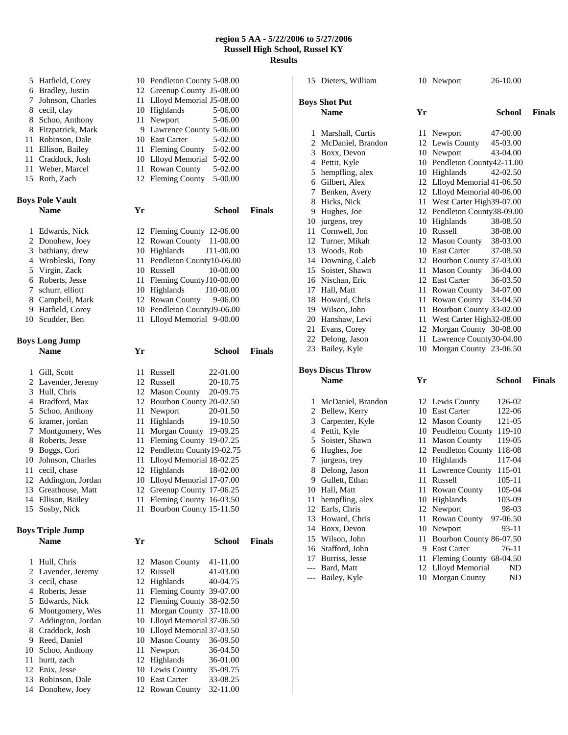# region 5 AA - 5/22/2006 to 5/27/2006
## Russell High School, Russel KY
## Results

| | | | | | |
|---|---|---|---|---|---|
| 5 | Hatfield, Corey | 10 | Pendleton County | 5-08.00 | |
| 6 | Bradley, Justin | 12 | Greenup County | J5-08.00 | |
| 7 | Johnson, Charles | 11 | Llloyd Memorial | J5-08.00 | |
| 8 | cecil, clay | 10 | Highlands | 5-06.00 | |
| 8 | Schoo, Anthony | 11 | Newport | 5-06.00 | |
| 8 | Fitzpatrick, Mark | 9 | Lawrence County | 5-06.00 | |
| 11 | Robinson, Dale | 10 | East Carter | 5-02.00 | |
| 11 | Ellison, Bailey | 11 | Fleming County | 5-02.00 | |
| 11 | Craddock, Josh | 10 | Llloyd Memorial | 5-02.00 | |
| 11 | Weber, Marcel | 11 | Rowan County | 5-02.00 | |
| 15 | Roth, Zach | 12 | Fleming County | 5-00.00 | |

### Boys Pole Vault

| | Name | Yr | School | | Finals |
|---|---|---|---|---|---|
| 1 | Edwards, Nick | 12 | Fleming County | 12-06.00 | |
| 2 | Donohew, Joey | 12 | Rowan County | 11-00.00 | |
| 3 | bathiany, drew | 10 | Highlands | J11-00.00 | |
| 4 | Wrobleski, Tony | 11 | Pendleton County | 10-06.00 | |
| 5 | Virgin, Zack | 10 | Russell | 10-00.00 | |
| 6 | Roberts, Jesse | 11 | Fleming County | J10-00.00 | |
| 7 | schurr, elliott | 10 | Highlands | J10-00.00 | |
| 8 | Campbell, Mark | 12 | Rowan County | 9-06.00 | |
| 9 | Hatfield, Corey | 10 | Pendleton County | J9-06.00 | |
| 10 | Scudder, Ben | 11 | Llloyd Memorial | 9-00.00 | |

### Boys Long Jump

| | Name | Yr | School | | Finals |
|---|---|---|---|---|---|
| 1 | Gill, Scott | 11 | Russell | 22-01.00 | |
| 2 | Lavender, Jeremy | 12 | Russell | 20-10.75 | |
| 3 | Hull, Chris | 12 | Mason County | 20-09.75 | |
| 4 | Bradford, Max | 12 | Bourbon County | 20-02.50 | |
| 5 | Schoo, Anthony | 11 | Newport | 20-01.50 | |
| 6 | kramer, jordan | 11 | Highlands | 19-10.50 | |
| 7 | Montgomery, Wes | 11 | Morgan County | 19-09.25 | |
| 8 | Roberts, Jesse | 11 | Fleming County | 19-07.25 | |
| 9 | Boggs, Cori | 12 | Pendleton County | 19-02.75 | |
| 10 | Johnson, Charles | 11 | Llloyd Memorial | 18-02.25 | |
| 11 | cecil, chase | 12 | Highlands | 18-02.00 | |
| 12 | Addington, Jordan | 10 | Llloyd Memorial | 17-07.00 | |
| 13 | Greathouse, Matt | 12 | Greenup County | 17-06.25 | |
| 14 | Ellison, Bailey | 11 | Fleming County | 16-03.50 | |
| 15 | Sosby, Nick | 11 | Bourbon County | 15-11.50 | |

### Boys Triple Jump

| | Name | Yr | School | | Finals |
|---|---|---|---|---|---|
| 1 | Hull, Chris | 12 | Mason County | 41-11.00 | |
| 2 | Lavender, Jeremy | 12 | Russell | 41-03.00 | |
| 3 | cecil, chase | 12 | Highlands | 40-04.75 | |
| 4 | Roberts, Jesse | 11 | Fleming County | 39-07.00 | |
| 5 | Edwards, Nick | 12 | Fleming County | 38-02.50 | |
| 6 | Montgomery, Wes | 11 | Morgan County | 37-10.00 | |
| 7 | Addington, Jordan | 10 | Llloyd Memorial | 37-06.50 | |
| 8 | Craddock, Josh | 10 | Llloyd Memorial | 37-03.50 | |
| 9 | Reed, Daniel | 10 | Mason County | 36-09.50 | |
| 10 | Schoo, Anthony | 11 | Newport | 36-04.50 | |
| 11 | hurtt, zach | 12 | Highlands | 36-01.00 | |
| 12 | Enix, Jesse | 10 | Lewis County | 35-09.75 | |
| 13 | Robinson, Dale | 10 | East Carter | 33-08.25 | |
| 14 | Donohew, Joey | 12 | Rowan County | 32-11.00 | |
| 15 | Dieters, William | 10 | Newport | 26-10.00 | |

### Boys Shot Put

| | Name | Yr | School | | Finals |
|---|---|---|---|---|---|
| 1 | Marshall, Curtis | 11 | Newport | 47-00.00 | |
| 2 | McDaniel, Brandon | 12 | Lewis County | 45-03.00 | |
| 3 | Boxx, Devon | 10 | Newport | 43-04.00 | |
| 4 | Pettit, Kyle | 10 | Pendleton County | 42-11.00 | |
| 5 | hempfling, alex | 10 | Highlands | 42-02.50 | |
| 6 | Gilbert, Alex | 12 | Llloyd Memorial | 41-06.50 | |
| 7 | Benken, Avery | 12 | Llloyd Memorial | 40-06.00 | |
| 8 | Hicks, Nick | 11 | West Carter High | 39-07.00 | |
| 9 | Hughes, Joe | 12 | Pendleton County | 38-09.00 | |
| 10 | jurgens, trey | 10 | Highlands | 38-08.50 | |
| 11 | Cornwell, Jon | 10 | Russell | 38-08.00 | |
| 12 | Turner, Mikah | 12 | Mason County | 38-03.00 | |
| 13 | Woods, Rob | 10 | East Carter | 37-08.50 | |
| 14 | Downing, Caleb | 12 | Bourbon County | 37-03.00 | |
| 15 | Soister, Shawn | 11 | Mason County | 36-04.00 | |
| 16 | Nischan, Eric | 12 | East Carter | 36-03.50 | |
| 17 | Hall, Matt | 11 | Rowan County | 34-07.00 | |
| 18 | Howard, Chris | 11 | Rowan County | 33-04.50 | |
| 19 | Wilson, John | 11 | Bourbon County | 33-02.00 | |
| 20 | Hanshaw, Levi | 11 | West Carter High | 32-08.00 | |
| 21 | Evans, Corey | 12 | Morgan County | 30-08.00 | |
| 22 | Delong, Jason | 11 | Lawrence County | 30-04.00 | |
| 23 | Bailey, Kyle | 10 | Morgan County | 23-06.50 | |

### Boys Discus Throw

| | Name | Yr | School | | Finals |
|---|---|---|---|---|---|
| 1 | McDaniel, Brandon | 12 | Lewis County | 126-02 | |
| 2 | Bellew, Kerry | 10 | East Carter | 122-06 | |
| 3 | Carpenter, Kyle | 12 | Mason County | 121-05 | |
| 4 | Pettit, Kyle | 10 | Pendleton County | 119-10 | |
| 5 | Soister, Shawn | 11 | Mason County | 119-05 | |
| 6 | Hughes, Joe | 12 | Pendleton County | 118-08 | |
| 7 | jurgens, trey | 10 | Highlands | 117-04 | |
| 8 | Delong, Jason | 11 | Lawrence County | 115-01 | |
| 9 | Gullett, Ethan | 11 | Russell | 105-11 | |
| 10 | Hall, Matt | 11 | Rowan County | 105-04 | |
| 11 | hempfling, alex | 10 | Highlands | 103-09 | |
| 12 | Earls, Chris | 12 | Newport | 98-03 | |
| 13 | Howard, Chris | 11 | Rowan County | 97-06.50 | |
| 14 | Boxx, Devon | 10 | Newport | 93-11 | |
| 15 | Wilson, John | 11 | Bourbon County | 86-07.50 | |
| 16 | Stafford, John | 9 | East Carter | 76-11 | |
| 17 | Burriss, Jesse | 11 | Fleming County | 68-04.50 | |
| --- | Bard, Matt | 12 | Llloyd Memorial | ND | |
| --- | Bailey, Kyle | 10 | Morgan County | ND | |